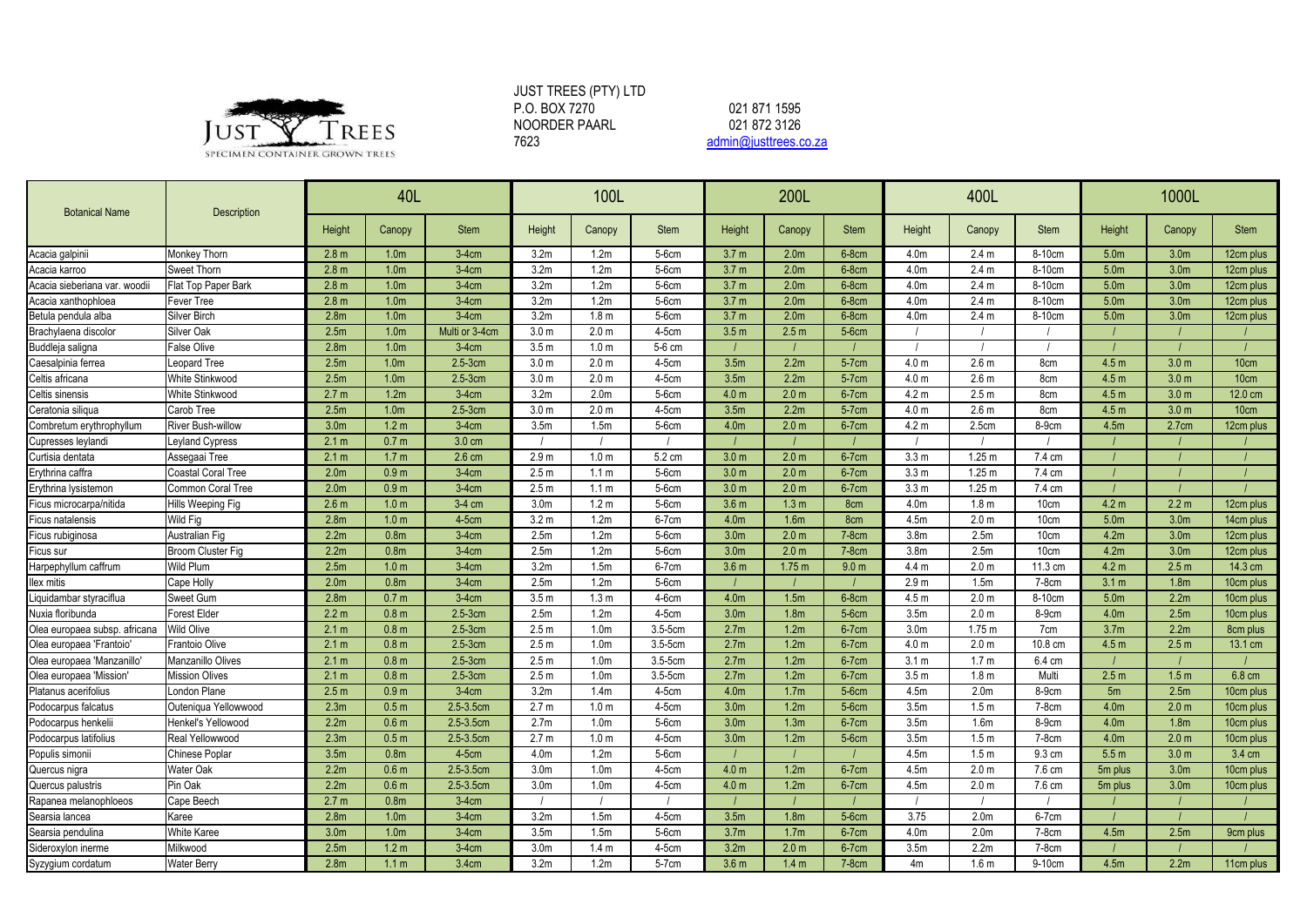JUST TREES
SPECIMEN CONTAINER GROWN TREES

JUST TREES (PTY) LTD
P.O. BOX 7270
NOORDER PAARL
7623

021 871 1595
021 872 3126
admin@justtrees.co.za

| Botanical Name | Description | 40L | | | 100L | | | 200L | | | 400L | | | 1000L | | |
|---|---|---|---|---|---|---|---|---|---|---|---|---|---|---|---|---|
| | | Height | Canopy | Stem | Height | Canopy | Stem | Height | Canopy | Stem | Height | Canopy | Stem | Height | Canopy | Stem |
| Acacia galpinii | Monkey Thorn | 2.8 m | 1.0m | 3-4cm | 3.2m | 1.2m | 5-6cm | 3.7 m | 2.0m | 6-8cm | 4.0m | 2.4 m | 8-10cm | 5.0m | 3.0m | 12cm plus |
| Acacia karroo | Sweet Thorn | 2.8 m | 1.0m | 3-4cm | 3.2m | 1.2m | 5-6cm | 3.7 m | 2.0m | 6-8cm | 4.0m | 2.4 m | 8-10cm | 5.0m | 3.0m | 12cm plus |
| Acacia sieberiana var. woodii | Flat Top Paper Bark | 2.8 m | 1.0m | 3-4cm | 3.2m | 1.2m | 5-6cm | 3.7 m | 2.0m | 6-8cm | 4.0m | 2.4 m | 8-10cm | 5.0m | 3.0m | 12cm plus |
| Acacia xanthophloea | Fever Tree | 2.8 m | 1.0m | 3-4cm | 3.2m | 1.2m | 5-6cm | 3.7 m | 2.0m | 6-8cm | 4.0m | 2.4 m | 8-10cm | 5.0m | 3.0m | 12cm plus |
| Betula pendula alba | Silver Birch | 2.8m | 1.0m | 3-4cm | 3.2m | 1.8 m | 5-6cm | 3.7 m | 2.0m | 6-8cm | 4.0m | 2.4 m | 8-10cm | 5.0m | 3.0m | 12cm plus |
| Brachylaena discolor | Silver Oak | 2.5m | 1.0m | Multi or 3-4cm | 3.0 m | 2.0 m | 4-5cm | 3.5 m | 2.5 m | 5-6cm | / | / | / | / | / | / |
| Buddleja saligna | False Olive | 2.8m | 1.0m | 3-4cm | 3.5 m | 1.0 m | 5-6 cm | / | / | / | / | / | / | / | / | / |
| Caesalpinia ferrea | Leopard Tree | 2.5m | 1.0m | 2.5-3cm | 3.0 m | 2.0 m | 4-5cm | 3.5m | 2.2m | 5-7cm | 4.0 m | 2.6 m | 8cm | 4.5 m | 3.0 m | 10cm |
| Celtis africana | White Stinkwood | 2.5m | 1.0m | 2.5-3cm | 3.0 m | 2.0 m | 4-5cm | 3.5m | 2.2m | 5-7cm | 4.0 m | 2.6 m | 8cm | 4.5 m | 3.0 m | 10cm |
| Celtis sinensis | White Stinkwood | 2.7 m | 1.2m | 3-4cm | 3.2m | 2.0m | 5-6cm | 4.0 m | 2.0 m | 6-7cm | 4.2 m | 2.5 m | 8cm | 4.5 m | 3.0 m | 12.0 cm |
| Ceratonia siliqua | Carob Tree | 2.5m | 1.0m | 2.5-3cm | 3.0 m | 2.0 m | 4-5cm | 3.5m | 2.2m | 5-7cm | 4.0 m | 2.6 m | 8cm | 4.5 m | 3.0 m | 10cm |
| Combretum erythrophyllum | River Bush-willow | 3.0m | 1.2 m | 3-4cm | 3.5m | 1.5m | 5-6cm | 4.0m | 2.0 m | 6-7cm | 4.2 m | 2.5cm | 8-9cm | 4.5m | 2.7cm | 12cm plus |
| Cupresses leylandi | Leyland Cypress | 2.1 m | 0.7 m | 3.0 cm | / | / | / | / | / | / | / | / | / | / | / | / |
| Curtisia dentata | Assegaai Tree | 2.1 m | 1.7 m | 2.6 cm | 2.9 m | 1.0 m | 5.2 cm | 3.0 m | 2.0 m | 6-7cm | 3.3 m | 1.25 m | 7.4 cm | / | / | / |
| Erythrina caffra | Coastal Coral Tree | 2.0m | 0.9 m | 3-4cm | 2.5 m | 1.1 m | 5-6cm | 3.0 m | 2.0 m | 6-7cm | 3.3 m | 1.25 m | 7.4 cm | / | / | / |
| Erythrina lysistemon | Common Coral Tree | 2.0m | 0.9 m | 3-4cm | 2.5 m | 1.1 m | 5-6cm | 3.0 m | 2.0 m | 6-7cm | 3.3 m | 1.25 m | 7.4 cm | / | / | / |
| Ficus microcarpa/nitida | Hills Weeping Fig | 2.6 m | 1.0 m | 3-4 cm | 3.0m | 1.2 m | 5-6cm | 3.6 m | 1.3 m | 8cm | 4.0m | 1.8 m | 10cm | 4.2 m | 2.2 m | 12cm plus |
| Ficus natalensis | Wild Fig | 2.8m | 1.0 m | 4-5cm | 3.2 m | 1.2m | 6-7cm | 4.0m | 1.6m | 8cm | 4.5m | 2.0 m | 10cm | 5.0m | 3.0m | 14cm plus |
| Ficus rubiginosa | Australian Fig | 2.2m | 0.8m | 3-4cm | 2.5m | 1.2m | 5-6cm | 3.0m | 2.0 m | 7-8cm | 3.8m | 2.5m | 10cm | 4.2m | 3.0m | 12cm plus |
| Ficus sur | Broom Cluster Fig | 2.2m | 0.8m | 3-4cm | 2.5m | 1.2m | 5-6cm | 3.0m | 2.0 m | 7-8cm | 3.8m | 2.5m | 10cm | 4.2m | 3.0m | 12cm plus |
| Harpephyllum caffrum | Wild Plum | 2.5m | 1.0 m | 3-4cm | 3.2m | 1.5m | 6-7cm | 3.6 m | 1.75 m | 9.0 m | 4.4 m | 2.0 m | 11.3 cm | 4.2 m | 2.5 m | 14.3 cm |
| Ilex mitis | Cape Holly | 2.0m | 0.8m | 3-4cm | 2.5m | 1.2m | 5-6cm | / | / | / | 2.9 m | 1.5m | 7-8cm | 3.1 m | 1.8m | 10cm plus |
| Liquidambar styraciflua | Sweet Gum | 2.8m | 0.7 m | 3-4cm | 3.5 m | 1.3 m | 4-6cm | 4.0m | 1.5m | 6-8cm | 4.5 m | 2.0 m | 8-10cm | 5.0m | 2.2m | 10cm plus |
| Nuxia floribunda | Forest Elder | 2.2 m | 0.8 m | 2.5-3cm | 2.5m | 1.2m | 4-5cm | 3.0m | 1.8m | 5-6cm | 3.5m | 2.0 m | 8-9cm | 4.0m | 2.5m | 10cm plus |
| Olea europaea subsp. africana | Wild Olive | 2.1 m | 0.8 m | 2.5-3cm | 2.5 m | 1.0m | 3.5-5cm | 2.7m | 1.2m | 6-7cm | 3.0m | 1.75 m | 7cm | 3.7m | 2.2m | 8cm plus |
| Olea europaea 'Frantoio' | Frantoio Olive | 2.1 m | 0.8 m | 2.5-3cm | 2.5 m | 1.0m | 3.5-5cm | 2.7m | 1.2m | 6-7cm | 4.0 m | 2.0 m | 10.8 cm | 4.5 m | 2.5 m | 13.1 cm |
| Olea europaea 'Manzanillo' | Manzanillo Olives | 2.1 m | 0.8 m | 2.5-3cm | 2.5 m | 1.0m | 3.5-5cm | 2.7m | 1.2m | 6-7cm | 3.1 m | 1.7 m | 6.4 cm | / | / | / |
| Olea europaea 'Mission' | Mission Olives | 2.1 m | 0.8 m | 2.5-3cm | 2.5 m | 1.0m | 3.5-5cm | 2.7m | 1.2m | 6-7cm | 3.5 m | 1.8 m | Multi | 2.5 m | 1.5 m | 6.8 cm |
| Platanus acerifolius | London Plane | 2.5 m | 0.9 m | 3-4cm | 3.2m | 1.4m | 4-5cm | 4.0m | 1.7m | 5-6cm | 4.5m | 2.0m | 8-9cm | 5m | 2.5m | 10cm plus |
| Podocarpus falcatus | Outeniqua Yellowwood | 2.3m | 0.5 m | 2.5-3.5cm | 2.7 m | 1.0 m | 4-5cm | 3.0m | 1.2m | 5-6cm | 3.5m | 1.5 m | 7-8cm | 4.0m | 2.0 m | 10cm plus |
| Podocarpus henkelii | Henkel's Yellowood | 2.2m | 0.6 m | 2.5-3.5cm | 2.7m | 1.0m | 5-6cm | 3.0m | 1.3m | 6-7cm | 3.5m | 1.6m | 8-9cm | 4.0m | 1.8m | 10cm plus |
| Podocarpus latifolius | Real Yellowwood | 2.3m | 0.5 m | 2.5-3.5cm | 2.7 m | 1.0 m | 4-5cm | 3.0m | 1.2m | 5-6cm | 3.5m | 1.5 m | 7-8cm | 4.0m | 2.0 m | 10cm plus |
| Populis simonii | Chinese Poplar | 3.5m | 0.8m | 4-5cm | 4.0m | 1.2m | 5-6cm | / | / | / | 4.5m | 1.5 m | 9.3 cm | 5.5 m | 3.0 m | 3.4 cm |
| Quercus nigra | Water Oak | 2.2m | 0.6 m | 2.5-3.5cm | 3.0m | 1.0m | 4-5cm | 4.0 m | 1.2m | 6-7cm | 4.5m | 2.0 m | 7.6 cm | 5m plus | 3.0m | 10cm plus |
| Quercus palustris | Pin Oak | 2.2m | 0.6 m | 2.5-3.5cm | 3.0m | 1.0m | 4-5cm | 4.0 m | 1.2m | 6-7cm | 4.5m | 2.0 m | 7.6 cm | 5m plus | 3.0m | 10cm plus |
| Rapanea melanophloeos | Cape Beech | 2.7 m | 0.8m | 3-4cm | / | / | / | / | / | / | / | / | / | / | / | / |
| Searsia lancea | Karee | 2.8m | 1.0m | 3-4cm | 3.2m | 1.5m | 4-5cm | 3.5m | 1.8m | 5-6cm | 3.75 | 2.0m | 6-7cm | / | / | / |
| Searsia pendulina | White Karee | 3.0m | 1.0m | 3-4cm | 3.5m | 1.5m | 5-6cm | 3.7m | 1.7m | 6-7cm | 4.0m | 2.0m | 7-8cm | 4.5m | 2.5m | 9cm plus |
| Sideroxylon inerme | Milkwood | 2.5m | 1.2 m | 3-4cm | 3.0m | 1.4 m | 4-5cm | 3.2m | 2.0 m | 6-7cm | 3.5m | 2.2m | 7-8cm | / | / | / |
| Syzygium cordatum | Water Berry | 2.8m | 1.1 m | 3.4cm | 3.2m | 1.2m | 5-7cm | 3.6 m | 1.4 m | 7-8cm | 4m | 1.6 m | 9-10cm | 4.5m | 2.2m | 11cm plus |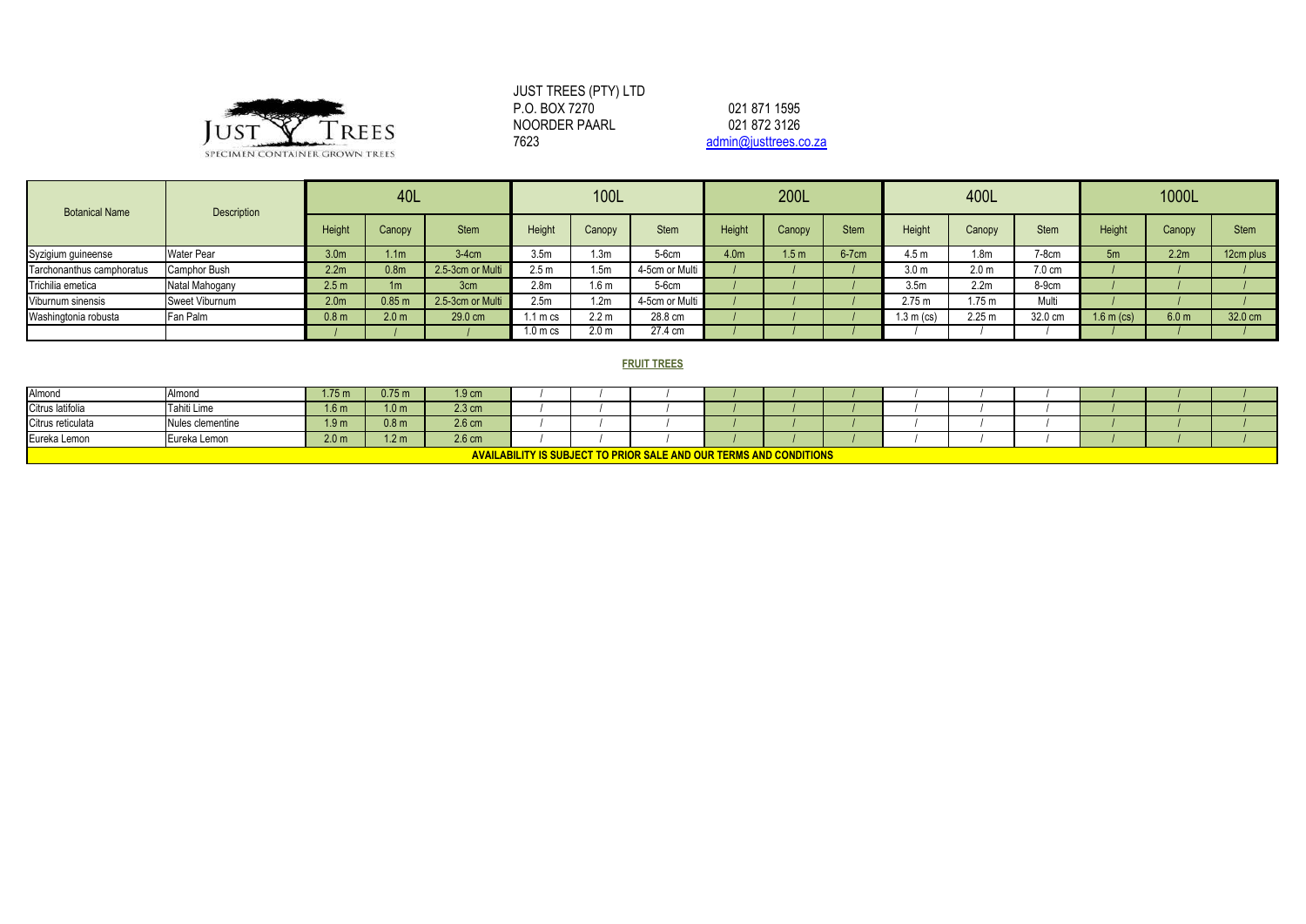JUST TREES (PTY) LTD
P.O. BOX 7270
NOORDER PAARL
7623

021 871 1595
021 872 3126
admin@justtrees.co.za

| Botanical Name | Description | 40L | | | 100L | | | 200L | | | 400L | | | 1000L | | |
|---|---|---|---|---|---|---|---|---|---|---|---|---|---|---|---|---|
| | | Height | Canopy | Stem | Height | Canopy | Stem | Height | Canopy | Stem | Height | Canopy | Stem | Height | Canopy | Stem |
| Syzigium guineense | Water Pear | 3.0m | 1.1m | 3-4cm | 3.5m | 1.3m | 5-6cm | 4.0m | 1.5 m | 6-7cm | 4.5 m | 1.8m | 7-8cm | 5m | 2.2m | 12cm plus |
| Tarchonanthus camphoratus | Camphor Bush | 2.2m | 0.8m | 2.5-3cm or Multi | 2.5 m | 1.5m | 4-5cm or Multi | / | / | / | 3.0 m | 2.0 m | 7.0 cm | / | / | / |
| Trichilia emetica | Natal Mahogany | 2.5 m | 1m | 3cm | 2.8m | 1.6 m | 5-6cm | / | / | / | 3.5m | 2.2m | 8-9cm | / | / | / |
| Viburnum sinensis | Sweet Viburnum | 2.0m | 0.85 m | 2.5-3cm or Multi | 2.5m | 1.2m | 4-5cm or Multi | / | / | / | 2.75 m | 1.75 m | Multi | / | / | / |
| Washingtonia robusta | Fan Palm | 0.8 m | 2.0 m | 29.0 cm | 1.1 m cs | 2.2 m | 28.8 cm | / | / | / | 1.3 m (cs) | 2.25 m | 32.0 cm | 1.6 m (cs) | 6.0 m | 32.0 cm |
| | | / | / | / | 1.0 m cs | 2.0 m | 27.4 cm | / | / | / | / | / | / | / | / | / |

**FRUIT TREES**

| | | | | | | | | | | | | | | | | |
|---|---|---|---|---|---|---|---|---|---|---|---|---|---|---|---|---|
| Almond | Almond | 1.75 m | 0.75 m | 1.9 cm | / | / | / | / | / | / | / | / | / | / | / | / |
| Citrus latifolia | Tahiti Lime | 1.6 m | 1.0 m | 2.3 cm | / | / | / | / | / | / | / | / | / | / | / | / |
| Citrus reticulata | Nules clementine | 1.9 m | 0.8 m | 2.6 cm | / | / | / | / | / | / | / | / | / | / | / | / |
| Eureka Lemon | Eureka Lemon | 2.0 m | 1.2 m | 2.6 cm | / | / | / | / | / | / | / | / | / | / | / | / |

**AVAILABILITY IS SUBJECT TO PRIOR SALE AND OUR TERMS AND CONDITIONS**